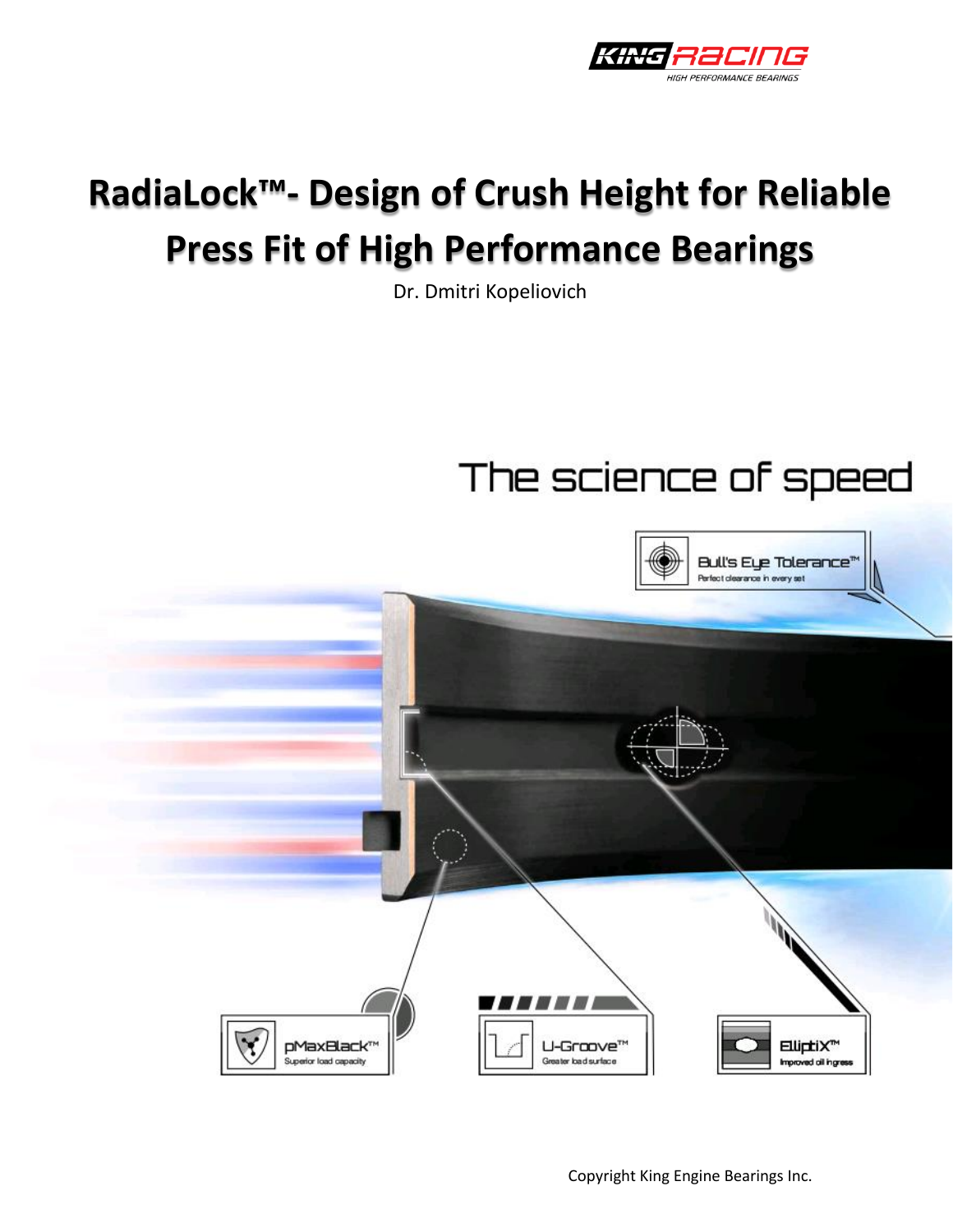# RadiaLock™- Design of Crush Height for Reliable Press Fit of High Performance Bearings

Dr. Dmitri Kopeliovich

The science of speed

Bull's Eye Tolerance™
Perfect clearance in every set

pMaxBlack™
Superior load capacity

U-Groove™
Greater load surface

ElliptiX™
Improved oil ingress

Copyright King Engine Bearings Inc.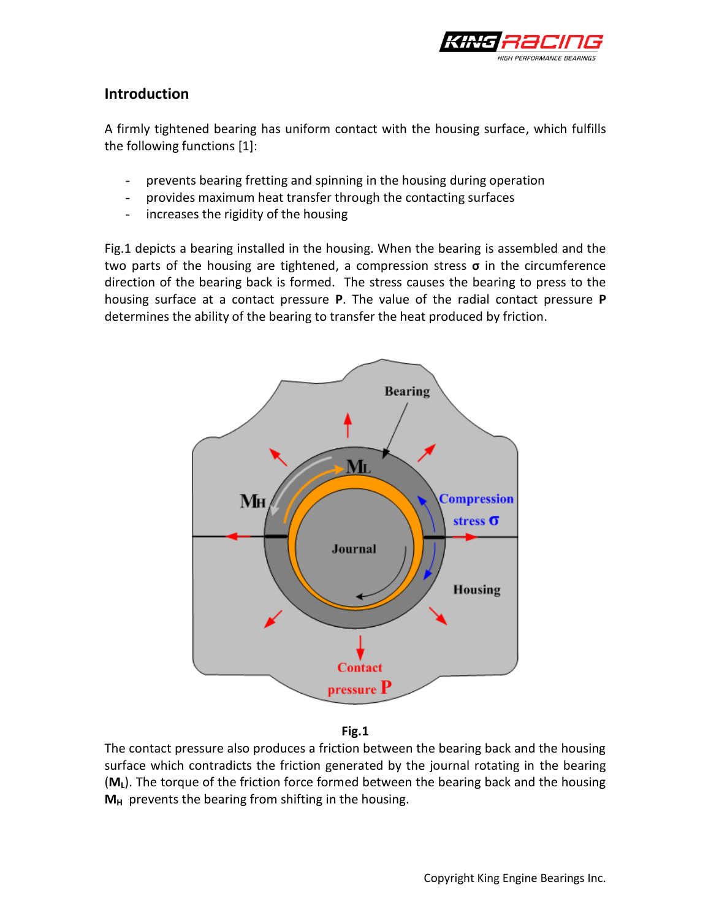## Introduction

A firmly tightened bearing has uniform contact with the housing surface, which fulfills the following functions [1]:

- prevents bearing fretting and spinning in the housing during operation
- provides maximum heat transfer through the contacting surfaces
- increases the rigidity of the housing

Fig.1 depicts a bearing installed in the housing. When the bearing is assembled and the two parts of the housing are tightened, a compression stress **σ** in the circumference direction of the bearing back is formed. The stress causes the bearing to press to the housing surface at a contact pressure **P**. The value of the radial contact pressure **P** determines the ability of the bearing to transfer the heat produced by friction.

**Fig.1**

The contact pressure also produces a friction between the bearing back and the housing surface which contradicts the friction generated by the journal rotating in the bearing ($\mathbf{M_L}$). The torque of the friction force formed between the bearing back and the housing $\mathbf{M_H}$ prevents the bearing from shifting in the housing.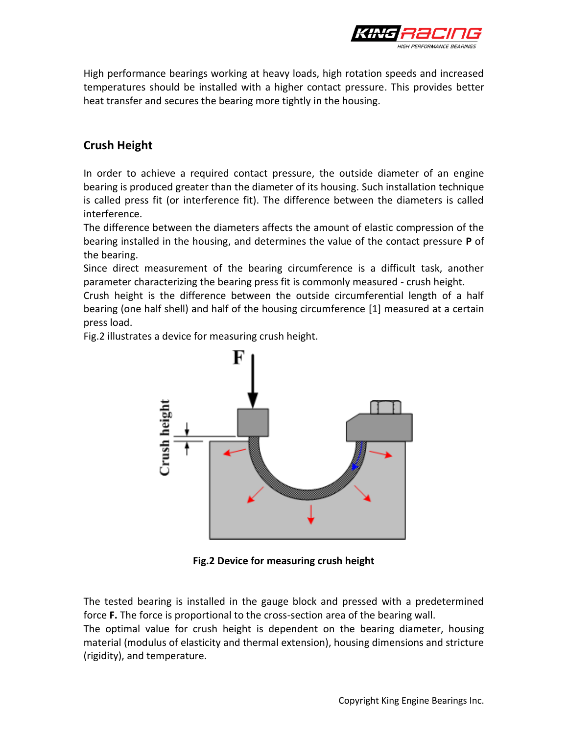High performance bearings working at heavy loads, high rotation speeds and increased temperatures should be installed with a higher contact pressure. This provides better heat transfer and secures the bearing more tightly in the housing.

## Crush Height

In order to achieve a required contact pressure, the outside diameter of an engine bearing is produced greater than the diameter of its housing. Such installation technique is called press fit (or interference fit). The difference between the diameters is called interference.

The difference between the diameters affects the amount of elastic compression of the bearing installed in the housing, and determines the value of the contact pressure **P** of the bearing.

Since direct measurement of the bearing circumference is a difficult task, another parameter characterizing the bearing press fit is commonly measured - crush height.

Crush height is the difference between the outside circumferential length of a half bearing (one half shell) and half of the housing circumference [1] measured at a certain press load.

Fig.2 illustrates a device for measuring crush height.

**Fig.2 Device for measuring crush height**

The tested bearing is installed in the gauge block and pressed with a predetermined force **F.** The force is proportional to the cross-section area of the bearing wall.

The optimal value for crush height is dependent on the bearing diameter, housing material (modulus of elasticity and thermal extension), housing dimensions and stricture (rigidity), and temperature.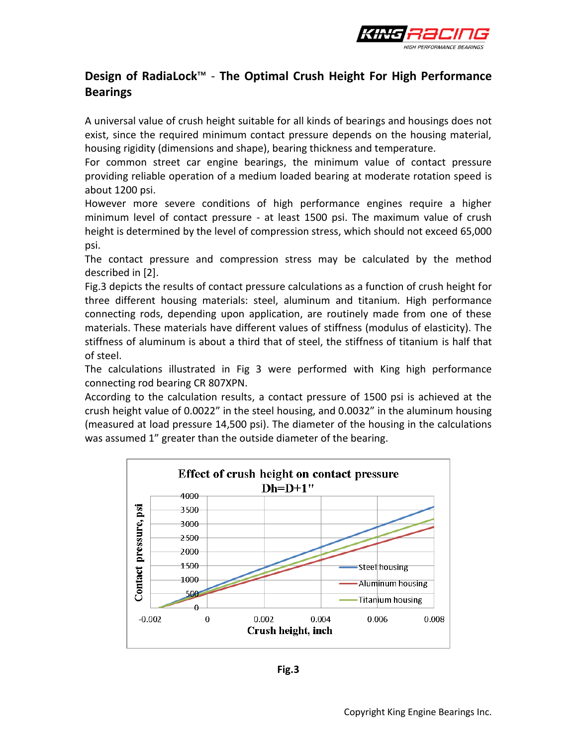## Design of RadiaLock™ - The Optimal Crush Height For High Performance Bearings

A universal value of crush height suitable for all kinds of bearings and housings does not exist, since the required minimum contact pressure depends on the housing material, housing rigidity (dimensions and shape), bearing thickness and temperature.

For common street car engine bearings, the minimum value of contact pressure providing reliable operation of a medium loaded bearing at moderate rotation speed is about 1200 psi.

However more severe conditions of high performance engines require a higher minimum level of contact pressure - at least 1500 psi. The maximum value of crush height is determined by the level of compression stress, which should not exceed 65,000 psi.

The contact pressure and compression stress may be calculated by the method described in [2].

Fig.3 depicts the results of contact pressure calculations as a function of crush height for three different housing materials: steel, aluminum and titanium. High performance connecting rods, depending upon application, are routinely made from one of these materials. These materials have different values of stiffness (modulus of elasticity). The stiffness of aluminum is about a third that of steel, the stiffness of titanium is half that of steel.

The calculations illustrated in Fig 3 were performed with King high performance connecting rod bearing CR 807XPN.

According to the calculation results, a contact pressure of 1500 psi is achieved at the crush height value of 0.0022" in the steel housing, and 0.0032" in the aluminum housing (measured at load pressure 14,500 psi). The diameter of the housing in the calculations was assumed 1" greater than the outside diameter of the bearing.

**Fig.3**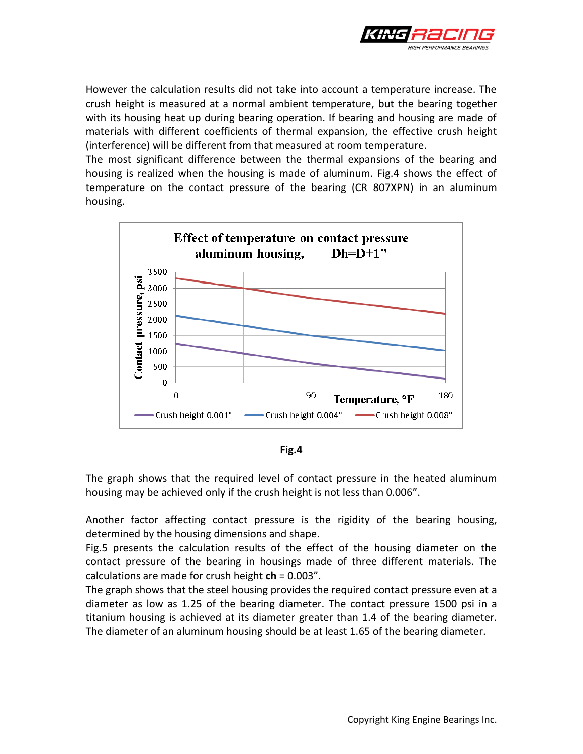However the calculation results did not take into account a temperature increase. The crush height is measured at a normal ambient temperature, but the bearing together with its housing heat up during bearing operation. If bearing and housing are made of materials with different coefficients of thermal expansion, the effective crush height (interference) will be different from that measured at room temperature.

The most significant difference between the thermal expansions of the bearing and housing is realized when the housing is made of aluminum. Fig.4 shows the effect of temperature on the contact pressure of the bearing (CR 807XPN) in an aluminum housing.

**Fig.4**

The graph shows that the required level of contact pressure in the heated aluminum housing may be achieved only if the crush height is not less than 0.006".

Another factor affecting contact pressure is the rigidity of the bearing housing, determined by the housing dimensions and shape.

Fig.5 presents the calculation results of the effect of the housing diameter on the contact pressure of the bearing in housings made of three different materials. The calculations are made for crush height **ch** = 0.003".

The graph shows that the steel housing provides the required contact pressure even at a diameter as low as 1.25 of the bearing diameter. The contact pressure 1500 psi in a titanium housing is achieved at its diameter greater than 1.4 of the bearing diameter. The diameter of an aluminum housing should be at least 1.65 of the bearing diameter.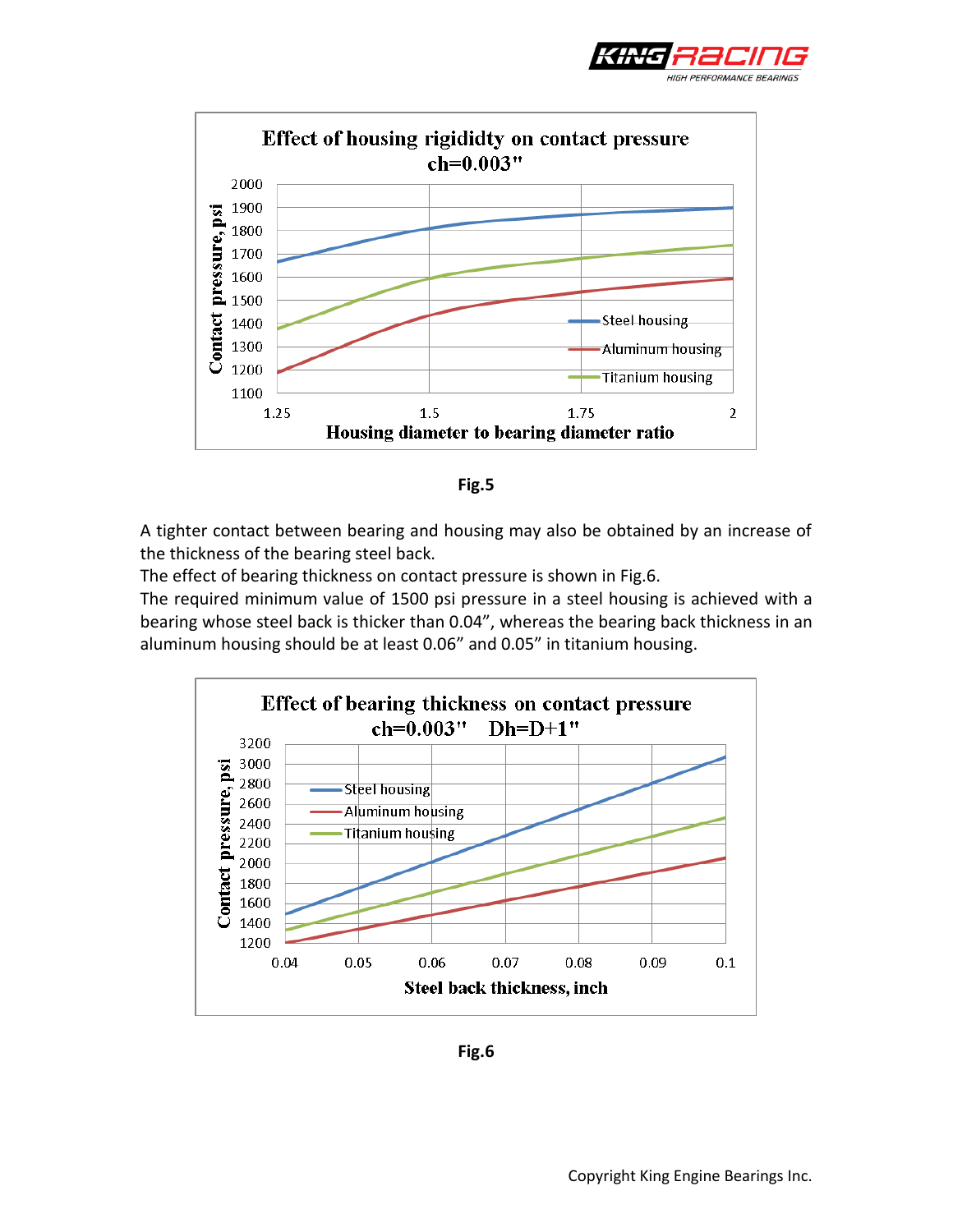Fig.5

A tighter contact between bearing and housing may also be obtained by an increase of the thickness of the bearing steel back.
The effect of bearing thickness on contact pressure is shown in Fig.6.
The required minimum value of 1500 psi pressure in a steel housing is achieved with a bearing whose steel back is thicker than 0.04", whereas the bearing back thickness in an aluminum housing should be at least 0.06" and 0.05" in titanium housing.

Fig.6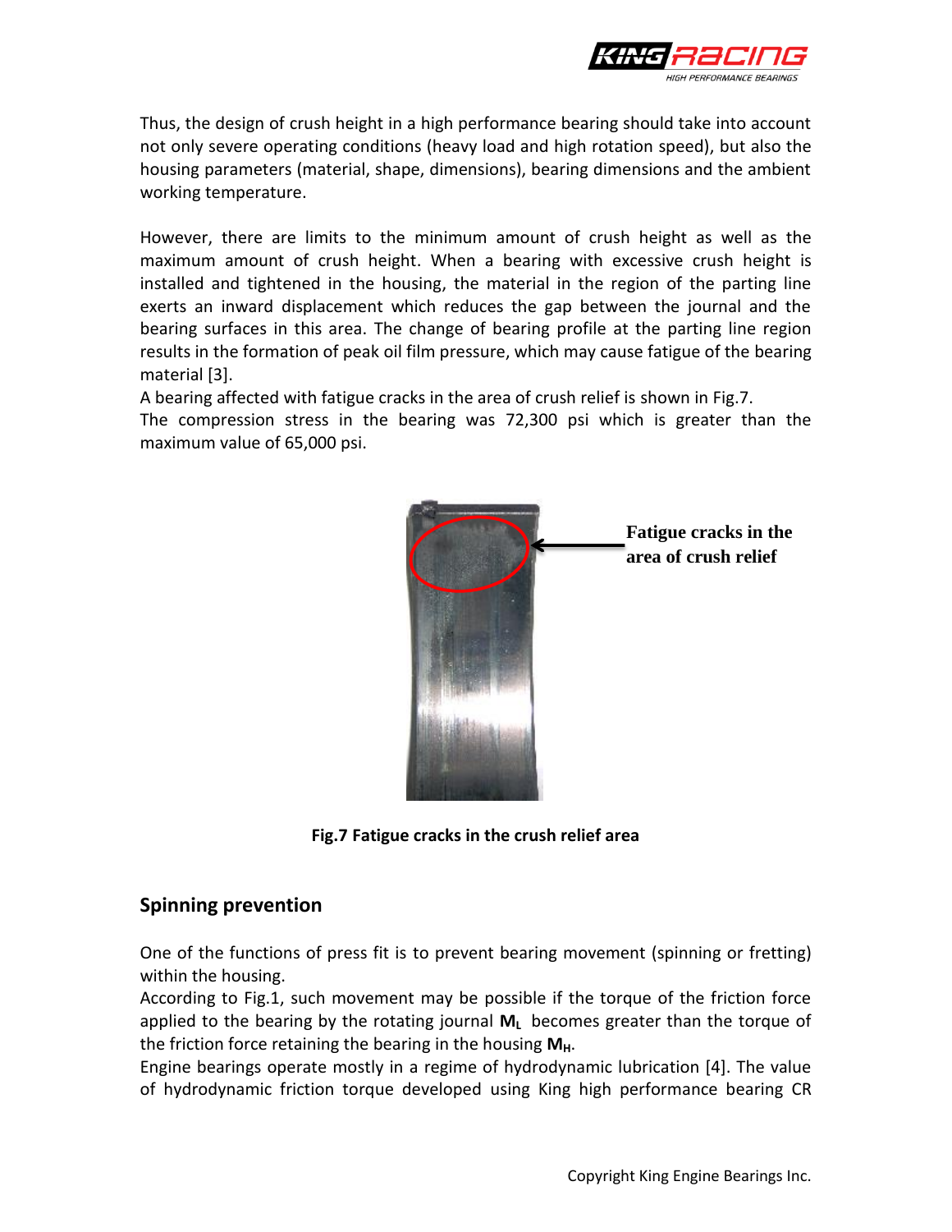Thus, the design of crush height in a high performance bearing should take into account not only severe operating conditions (heavy load and high rotation speed), but also the housing parameters (material, shape, dimensions), bearing dimensions and the ambient working temperature.

However, there are limits to the minimum amount of crush height as well as the maximum amount of crush height. When a bearing with excessive crush height is installed and tightened in the housing, the material in the region of the parting line exerts an inward displacement which reduces the gap between the journal and the bearing surfaces in this area. The change of bearing profile at the parting line region results in the formation of peak oil film pressure, which may cause fatigue of the bearing material [3].

A bearing affected with fatigue cracks in the area of crush relief is shown in Fig.7.

The compression stress in the bearing was 72,300 psi which is greater than the maximum value of 65,000 psi.

**Fatigue cracks in the area of crush relief**

**Fig.7 Fatigue cracks in the crush relief area**

## Spinning prevention

One of the functions of press fit is to prevent bearing movement (spinning or fretting) within the housing.

According to Fig.1, such movement may be possible if the torque of the friction force applied to the bearing by the rotating journal $\mathbf{M_L}$ becomes greater than the torque of the friction force retaining the bearing in the housing $\mathbf{M_H}$.

Engine bearings operate mostly in a regime of hydrodynamic lubrication [4]. The value of hydrodynamic friction torque developed using King high performance bearing CR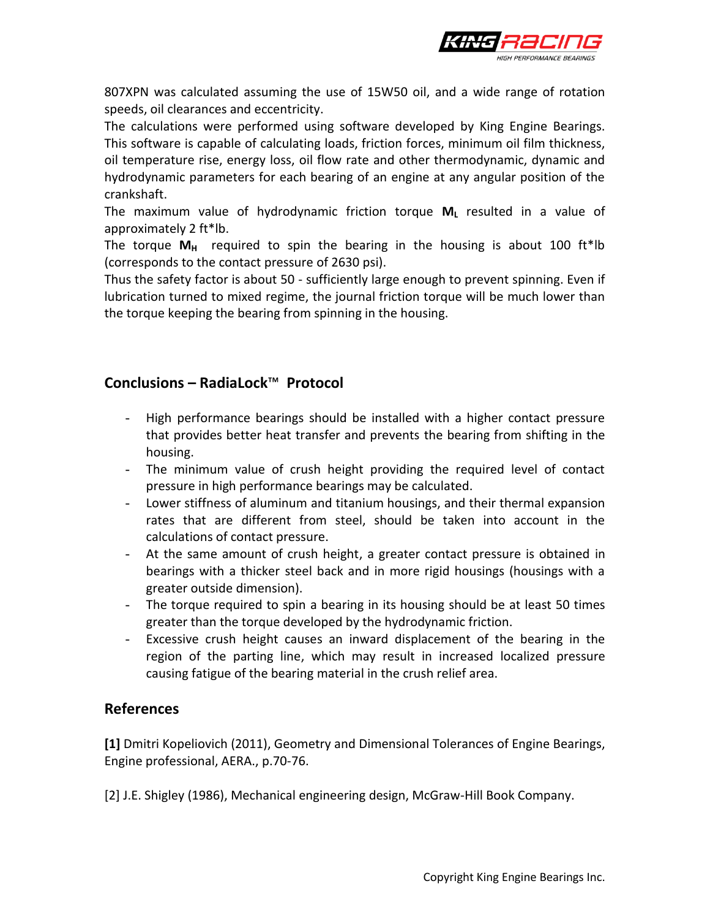807XPN was calculated assuming the use of 15W50 oil, and a wide range of rotation speeds, oil clearances and eccentricity.

The calculations were performed using software developed by King Engine Bearings. This software is capable of calculating loads, friction forces, minimum oil film thickness, oil temperature rise, energy loss, oil flow rate and other thermodynamic, dynamic and hydrodynamic parameters for each bearing of an engine at any angular position of the crankshaft.

The maximum value of hydrodynamic friction torque $\mathbf{M_L}$ resulted in a value of approximately 2 ft*lb.

The torque $\mathbf{M_H}$ required to spin the bearing in the housing is about 100 ft*lb (corresponds to the contact pressure of 2630 psi).

Thus the safety factor is about 50 - sufficiently large enough to prevent spinning. Even if lubrication turned to mixed regime, the journal friction torque will be much lower than the torque keeping the bearing from spinning in the housing.

## Conclusions – RadiaLock™ Protocol

- High performance bearings should be installed with a higher contact pressure that provides better heat transfer and prevents the bearing from shifting in the housing.
- The minimum value of crush height providing the required level of contact pressure in high performance bearings may be calculated.
- Lower stiffness of aluminum and titanium housings, and their thermal expansion rates that are different from steel, should be taken into account in the calculations of contact pressure.
- At the same amount of crush height, a greater contact pressure is obtained in bearings with a thicker steel back and in more rigid housings (housings with a greater outside dimension).
- The torque required to spin a bearing in its housing should be at least 50 times greater than the torque developed by the hydrodynamic friction.
- Excessive crush height causes an inward displacement of the bearing in the region of the parting line, which may result in increased localized pressure causing fatigue of the bearing material in the crush relief area.

## References

**[1]** Dmitri Kopeliovich (2011), Geometry and Dimensional Tolerances of Engine Bearings, Engine professional, AERA., p.70-76.

[2] J.E. Shigley (1986), Mechanical engineering design, McGraw-Hill Book Company.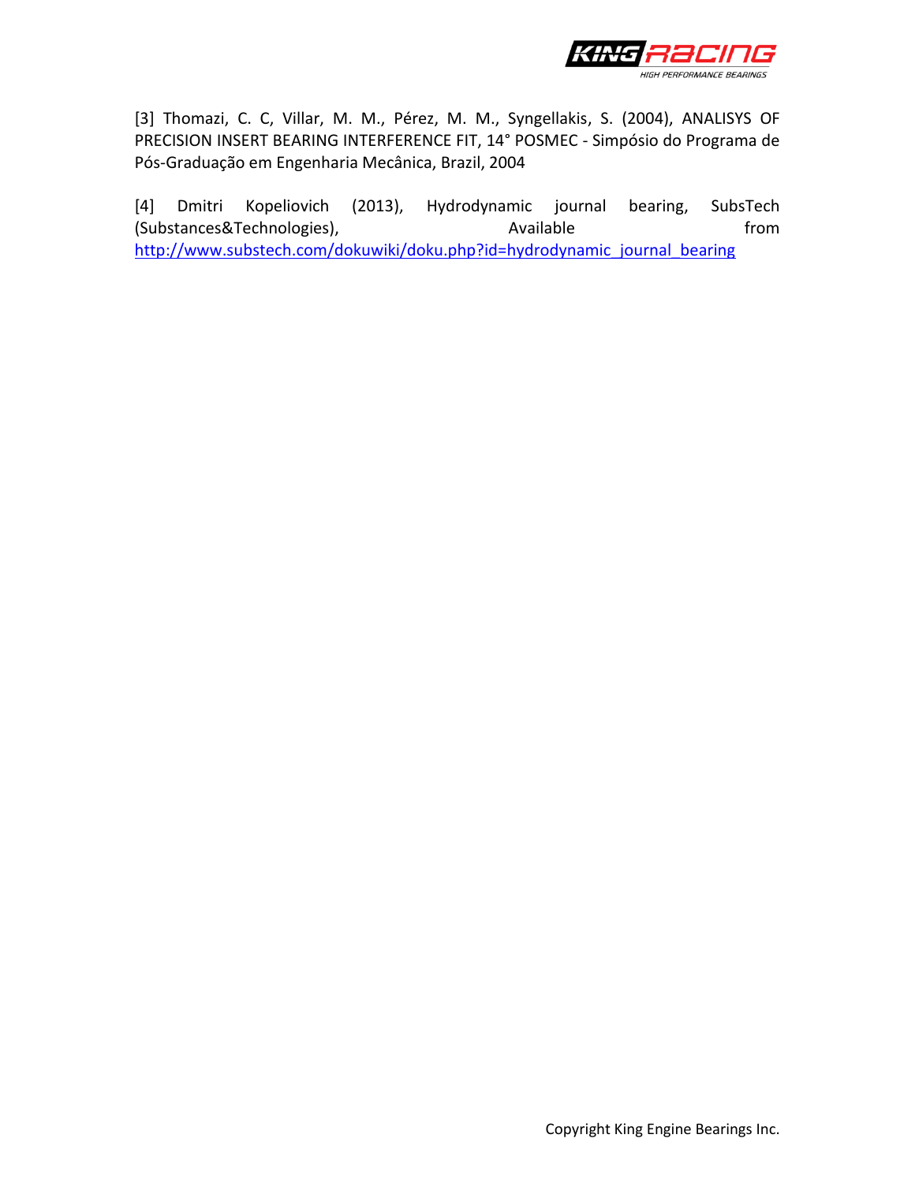[3] Thomazi, C. C, Villar, M. M., Pérez, M. M., Syngellakis, S. (2004), ANALISYS OF PRECISION INSERT BEARING INTERFERENCE FIT, 14° POSMEC - Simpósio do Programa de Pós-Graduação em Engenharia Mecânica, Brazil, 2004

[4] Dmitri Kopeliovich (2013), Hydrodynamic journal bearing, SubsTech (Substances&Technologies), Available from http://www.substech.com/dokuwiki/doku.php?id=hydrodynamic_journal_bearing